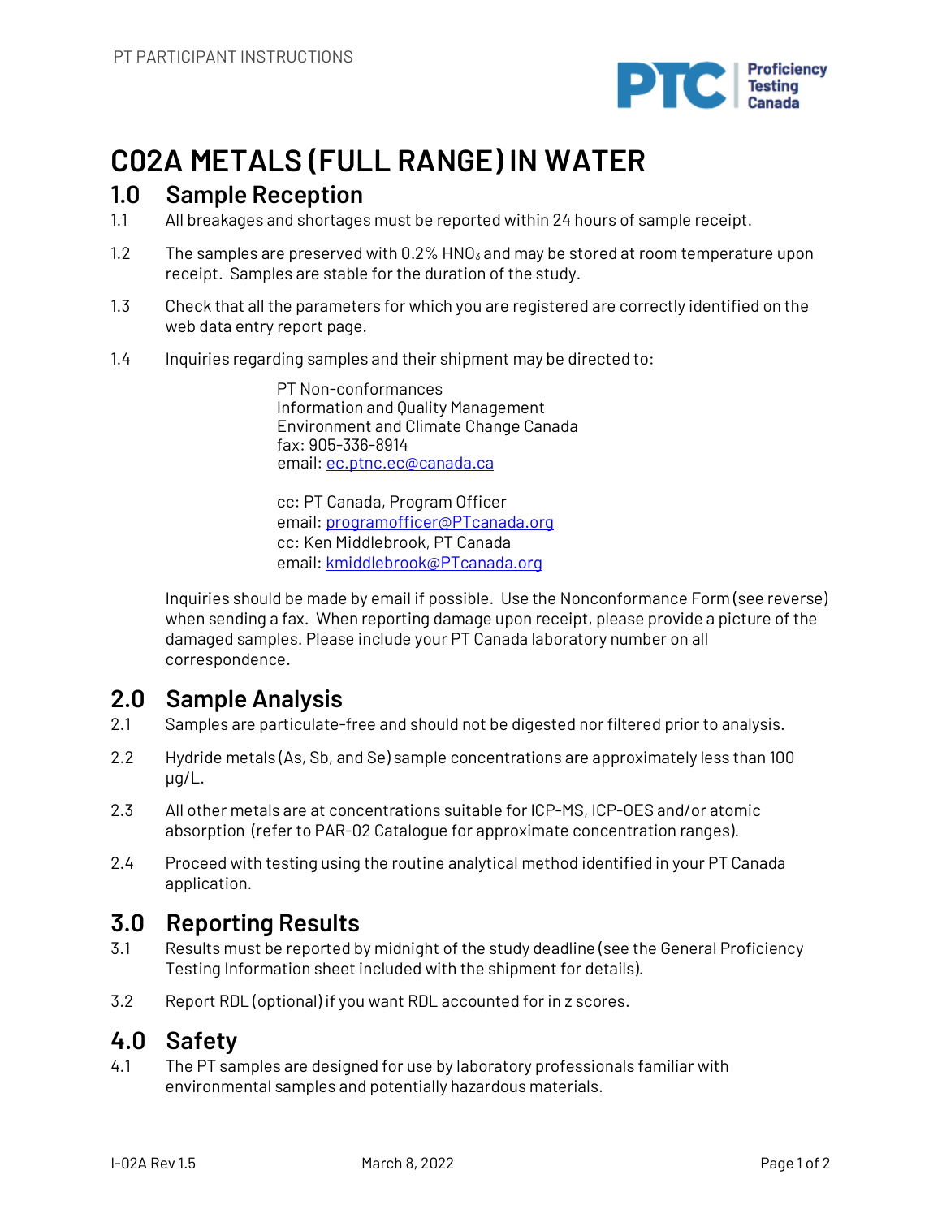# C02A METALS (FULL RANGE) IN WATER

## 1.0 Sample Reception

1.1 All breakages and shortages must be reported within 24 hours of sample receipt.

1.2 The samples are preserved with 0.2% $HNO_3$ and may be stored at room temperature upon receipt. Samples are stable for the duration of the study.

1.3 Check that all the parameters for which you are registered are correctly identified on the web data entry report page.

1.4 Inquiries regarding samples and their shipment may be directed to:

PT Non-conformances
Information and Quality Management
Environment and Climate Change Canada
fax: 905-336-8914
email: ec.ptnc.ec@canada.ca

cc: PT Canada, Program Officer
email: programofficer@PTcanada.org
cc: Ken Middlebrook, PT Canada
email: kmiddlebrook@PTcanada.org

Inquiries should be made by email if possible. Use the Nonconformance Form (see reverse) when sending a fax. When reporting damage upon receipt, please provide a picture of the damaged samples. Please include your PT Canada laboratory number on all correspondence.

## 2.0 Sample Analysis

2.1 Samples are particulate-free and should not be digested nor filtered prior to analysis.

2.2 Hydride metals (As, Sb, and Se) sample concentrations are approximately less than 100 µg/L.

2.3 All other metals are at concentrations suitable for ICP-MS, ICP-OES and/or atomic absorption (refer to PAR-02 Catalogue for approximate concentration ranges).

2.4 Proceed with testing using the routine analytical method identified in your PT Canada application.

## 3.0 Reporting Results

3.1 Results must be reported by midnight of the study deadline (see the General Proficiency Testing Information sheet included with the shipment for details).

3.2 Report RDL (optional) if you want RDL accounted for in z scores.

## 4.0 Safety

4.1 The PT samples are designed for use by laboratory professionals familiar with environmental samples and potentially hazardous materials.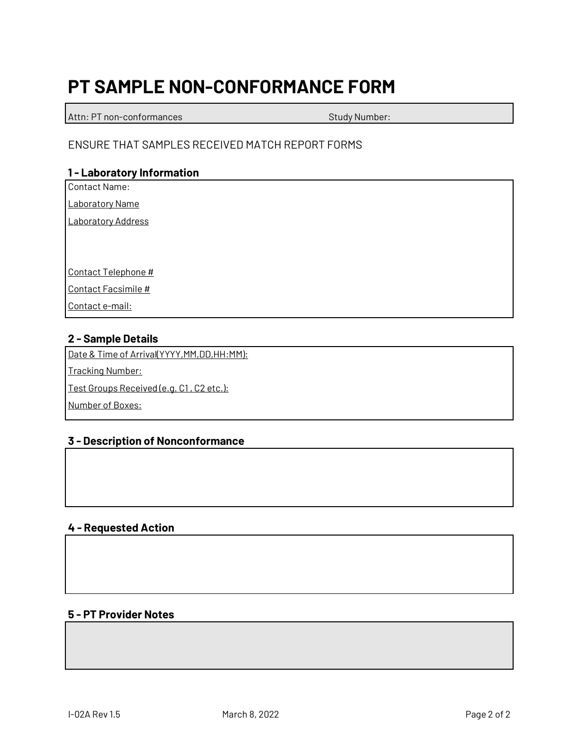# PT SAMPLE NON-CONFORMANCE FORM

Attn: PT non-conformances    Study Number:

ENSURE THAT SAMPLES RECEIVED MATCH REPORT FORMS

### 1 - Laboratory Information

Contact Name:

Laboratory Name

Laboratory Address

Contact Telephone #

Contact Facsimile #

Contact e-mail:

### 2 - Sample Details

Date & Time of Arrival(YYYY,MM,DD,HH:MM):

Tracking Number:

Test Groups Received (e.g. C1 , C2 etc.):

Number of Boxes:

### 3 - Description of Nonconformance

### 4 - Requested Action

### 5 - PT Provider Notes

I-02A Rev 1.5    March 8, 2022